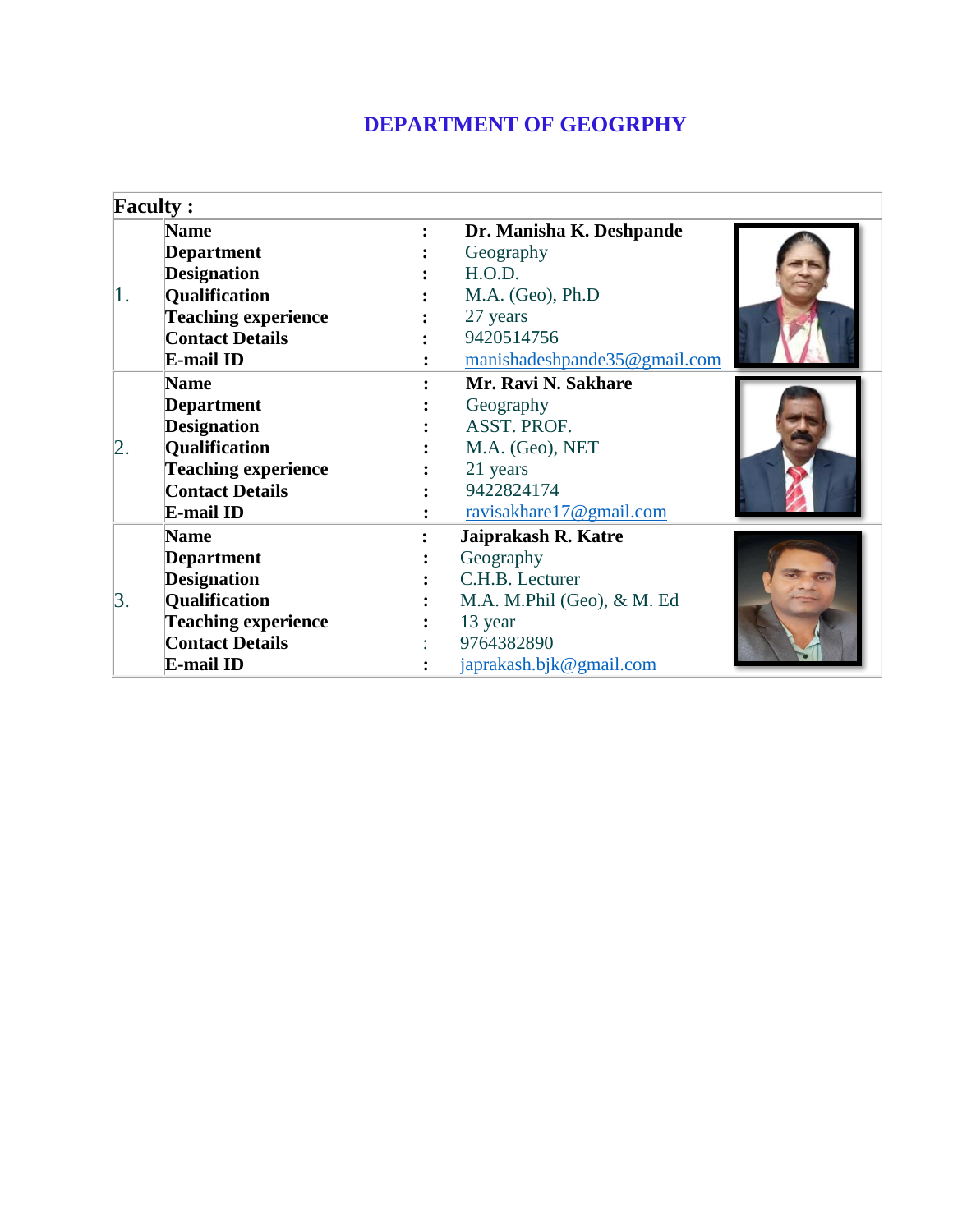# DEPARTMENT OF GEOGRPHY

**Faculty :**

| | | | |
|---|---|---|---|
| 1. | **Name** | : | **Dr. Manisha K. Deshpande** |
| | **Department** | : | Geography |
| | **Designation** | : | H.O.D. |
| | **Qualification** | : | M.A. (Geo), Ph.D |
| | **Teaching experience** | : | 27 years |
| | **Contact Details** | : | 9420514756 |
| | **E-mail ID** | : | manishadeshpande35@gmail.com |
| 2. | **Name** | : | **Mr. Ravi N. Sakhare** |
| | **Department** | : | Geography |
| | **Designation** | : | ASST. PROF. |
| | **Qualification** | : | M.A. (Geo), NET |
| | **Teaching experience** | : | 21 years |
| | **Contact Details** | : | 9422824174 |
| | **E-mail ID** | : | ravisakhare17@gmail.com |
| 3. | **Name** | : | **Jaiprakash R. Katre** |
| | **Department** | : | Geography |
| | **Designation** | : | C.H.B. Lecturer |
| | **Qualification** | : | M.A. M.Phil (Geo), & M. Ed |
| | **Teaching experience** | : | 13 year |
| | **Contact Details** | : | 9764382890 |
| | **E-mail ID** | : | japrakash.bjk@gmail.com |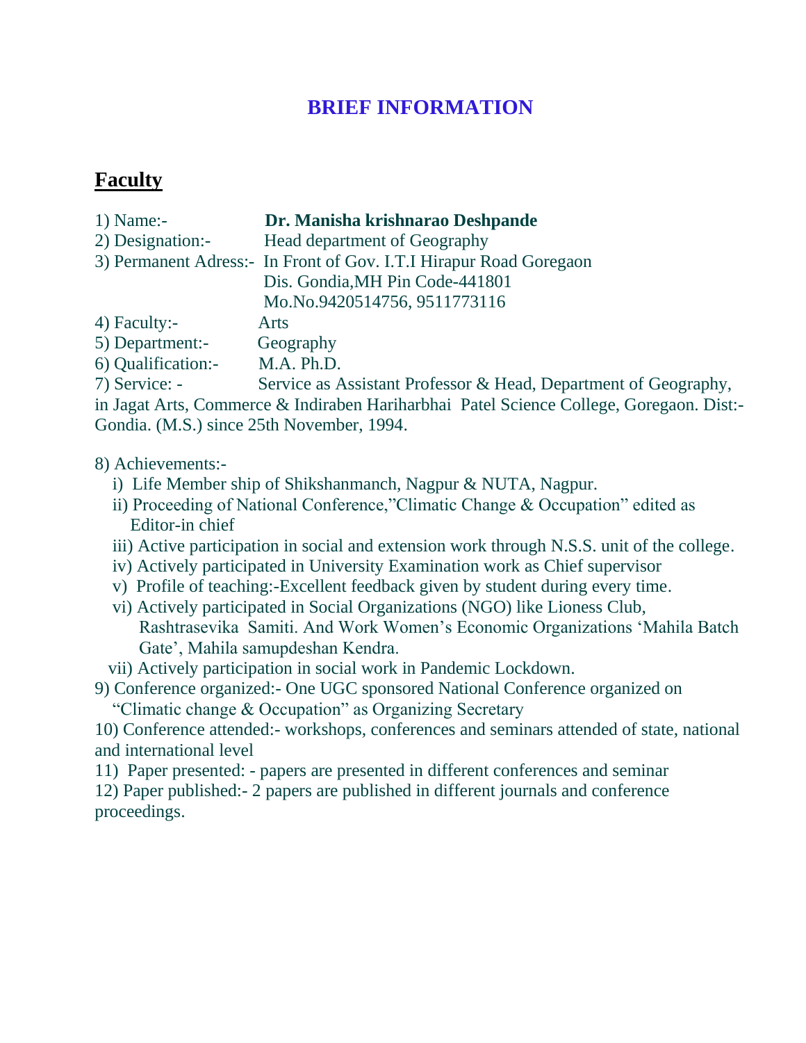# BRIEF INFORMATION

## Faculty

1) Name:- **Dr. Manisha krishnarao Deshpande**
2) Designation:- Head department of Geography
3) Permanent Adress:- In Front of Gov. I.T.I Hirapur Road Goregaon
   Dis. Gondia,MH Pin Code-441801
   Mo.No.9420514756, 9511773116
4) Faculty:- Arts
5) Department:- Geography
6) Qualification:- M.A. Ph.D.
7) Service: - Service as Assistant Professor & Head, Department of Geography, in Jagat Arts, Commerce & Indiraben Hariharbhai Patel Science College, Goregaon. Dist:- Gondia. (M.S.) since 25th November, 1994.

8) Achievements:-
   i) Life Member ship of Shikshanmanch, Nagpur & NUTA, Nagpur.
   ii) Proceeding of National Conference,"Climatic Change & Occupation" edited as Editor-in chief
   iii) Active participation in social and extension work through N.S.S. unit of the college.
   iv) Actively participated in University Examination work as Chief supervisor
   v) Profile of teaching:-Excellent feedback given by student during every time.
   vi) Actively participated in Social Organizations (NGO) like Lioness Club, Rashtrasevika Samiti. And Work Women's Economic Organizations 'Mahila Batch Gate', Mahila samupdeshan Kendra.
   vii) Actively participation in social work in Pandemic Lockdown.
9) Conference organized:- One UGC sponsored National Conference organized on "Climatic change & Occupation" as Organizing Secretary
10) Conference attended:- workshops, conferences and seminars attended of state, national and international level
11) Paper presented: - papers are presented in different conferences and seminar
12) Paper published:- 2 papers are published in different journals and conference proceedings.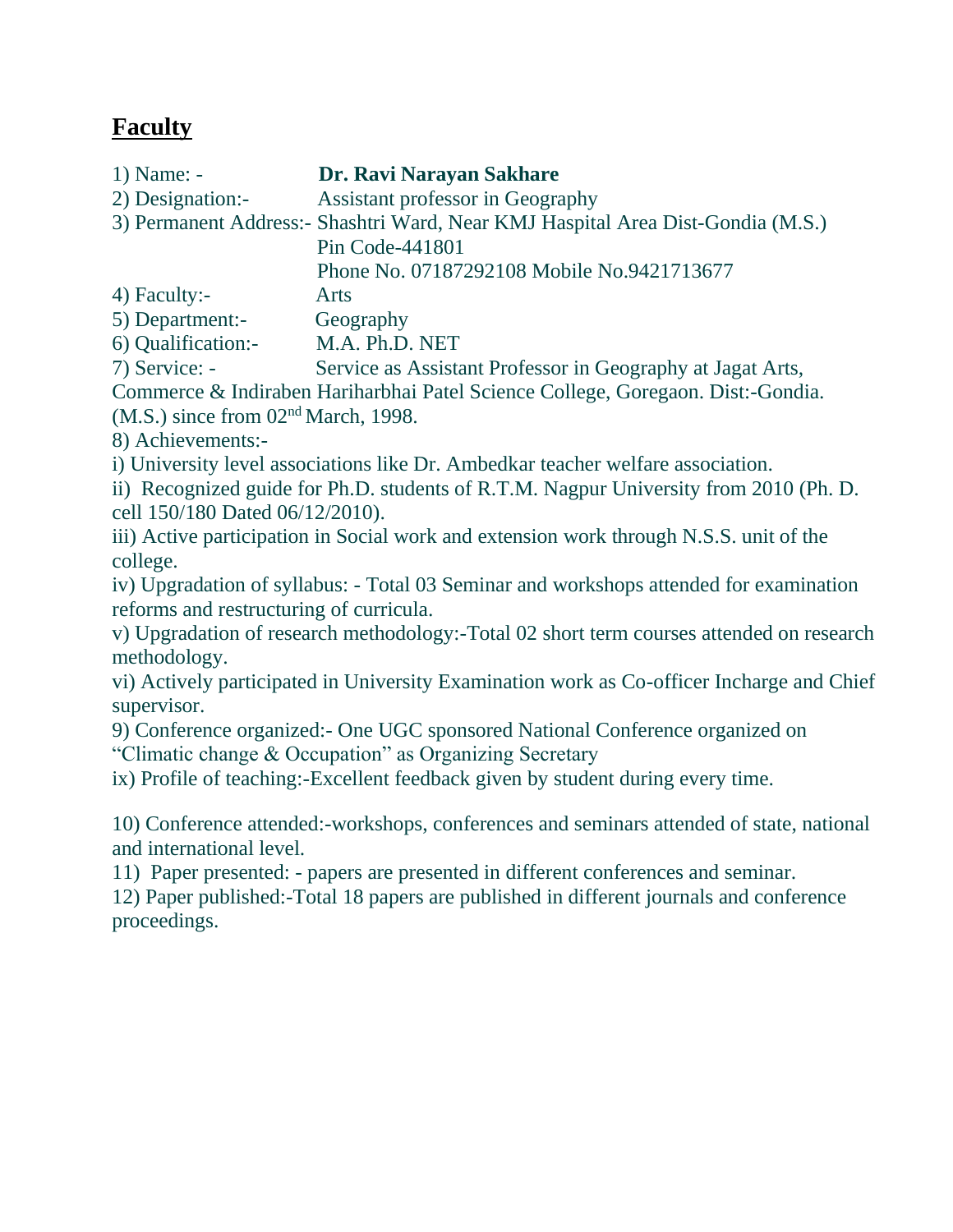## Faculty

1) Name: - **Dr. Ravi Narayan Sakhare**

2) Designation:- Assistant professor in Geography

3) Permanent Address:- Shashtri Ward, Near KMJ Hospital Area Dist-Gondia (M.S.)
Pin Code-441801
Phone No. 07187292108 Mobile No.9421713677

4) Faculty:- Arts

5) Department:- Geography

6) Qualification:- M.A. Ph.D. NET

7) Service: - Service as Assistant Professor in Geography at Jagat Arts, Commerce & Indiraben Hariharbhai Patel Science College, Goregaon. Dist:-Gondia. (M.S.) since from 02nd March, 1998.

8) Achievements:-

i) University level associations like Dr. Ambedkar teacher welfare association.

ii) Recognized guide for Ph.D. students of R.T.M. Nagpur University from 2010 (Ph. D. cell 150/180 Dated 06/12/2010).

iii) Active participation in Social work and extension work through N.S.S. unit of the college.

iv) Upgradation of syllabus: - Total 03 Seminar and workshops attended for examination reforms and restructuring of curricula.

v) Upgradation of research methodology:-Total 02 short term courses attended on research methodology.

vi) Actively participated in University Examination work as Co-officer Incharge and Chief supervisor.

9) Conference organized:- One UGC sponsored National Conference organized on "Climatic change & Occupation" as Organizing Secretary

ix) Profile of teaching:-Excellent feedback given by student during every time.

10) Conference attended:-workshops, conferences and seminars attended of state, national and international level.

11) Paper presented: - papers are presented in different conferences and seminar.

12) Paper published:-Total 18 papers are published in different journals and conference proceedings.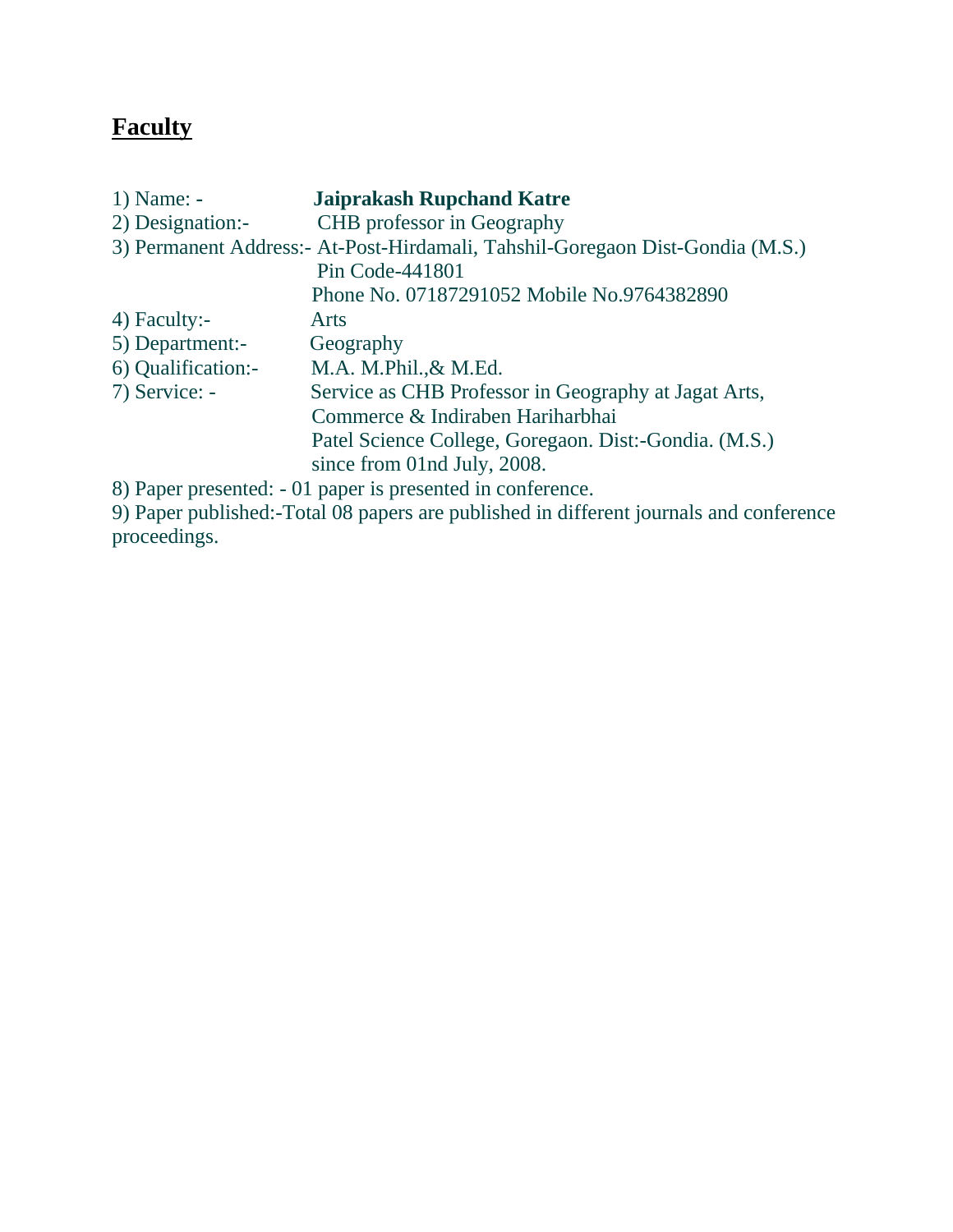# **Faculty**

1) Name: - **Jaiprakash Rupchand Katre**
2) Designation:- CHB professor in Geography
3) Permanent Address:- At-Post-Hirdamali, Tahshil-Goregaon Dist-Gondia (M.S.)
   Pin Code-441801
   Phone No. 07187291052 Mobile No.9764382890
4) Faculty:- Arts
5) Department:- Geography
6) Qualification:- M.A. M.Phil.,& M.Ed.
7) Service: - Service as CHB Professor in Geography at Jagat Arts, Commerce & Indiraben Hariharbhai Patel Science College, Goregaon. Dist:-Gondia. (M.S.) since from 01nd July, 2008.
8) Paper presented: - 01 paper is presented in conference.
9) Paper published:-Total 08 papers are published in different journals and conference proceedings.